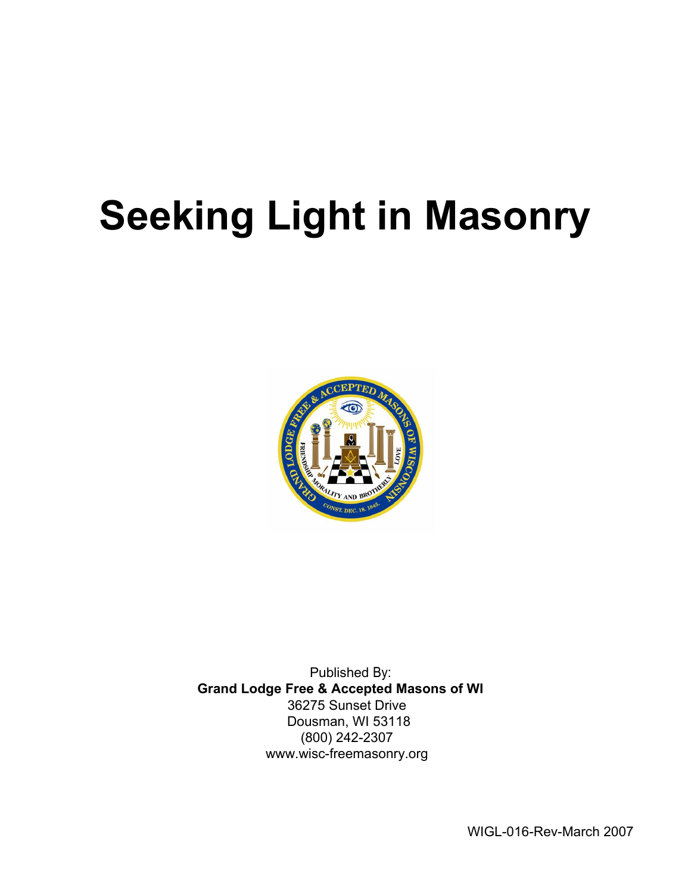# Seeking Light in Masonry

Published By:
**Grand Lodge Free & Accepted Masons of WI**
36275 Sunset Drive
Dousman, WI 53118
(800) 242-2307
www.wisc-freemasonry.org

WIGL-016-Rev-March 2007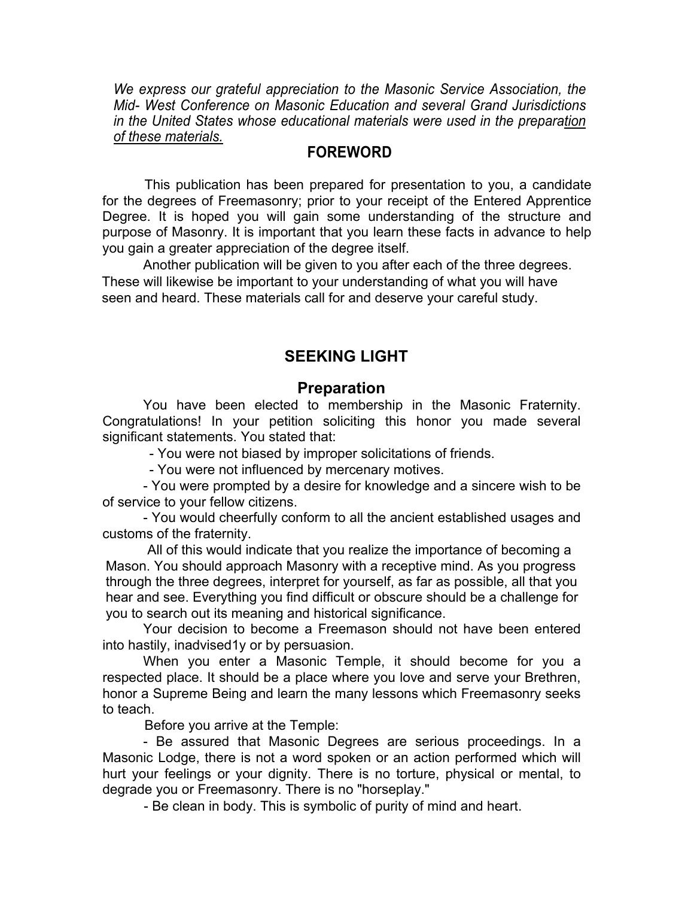*We express our grateful appreciation to the Masonic Service Association, the Mid- West Conference on Masonic Education and several Grand Jurisdictions in the United States whose educational materials were used in the preparation of these materials.*

## FOREWORD

This publication has been prepared for presentation to you, a candidate for the degrees of Freemasonry; prior to your receipt of the Entered Apprentice Degree. It is hoped you will gain some understanding of the structure and purpose of Masonry. It is important that you learn these facts in advance to help you gain a greater appreciation of the degree itself.

Another publication will be given to you after each of the three degrees. These will likewise be important to your understanding of what you will have seen and heard. These materials call for and deserve your careful study.

## SEEKING LIGHT

### Preparation

You have been elected to membership in the Masonic Fraternity. Congratulations! In your petition soliciting this honor you made several significant statements. You stated that:

- You were not biased by improper solicitations of friends.
- You were not influenced by mercenary motives.
- You were prompted by a desire for knowledge and a sincere wish to be of service to your fellow citizens.
- You would cheerfully conform to all the ancient established usages and customs of the fraternity.

All of this would indicate that you realize the importance of becoming a Mason. You should approach Masonry with a receptive mind. As you progress through the three degrees, interpret for yourself, as far as possible, all that you hear and see. Everything you find difficult or obscure should be a challenge for you to search out its meaning and historical significance.

Your decision to become a Freemason should not have been entered into hastily, inadvised1y or by persuasion.

When you enter a Masonic Temple, it should become for you a respected place. It should be a place where you love and serve your Brethren, honor a Supreme Being and learn the many lessons which Freemasonry seeks to teach.

Before you arrive at the Temple:

- Be assured that Masonic Degrees are serious proceedings. In a Masonic Lodge, there is not a word spoken or an action performed which will hurt your feelings or your dignity. There is no torture, physical or mental, to degrade you or Freemasonry. There is no "horseplay."
- Be clean in body. This is symbolic of purity of mind and heart.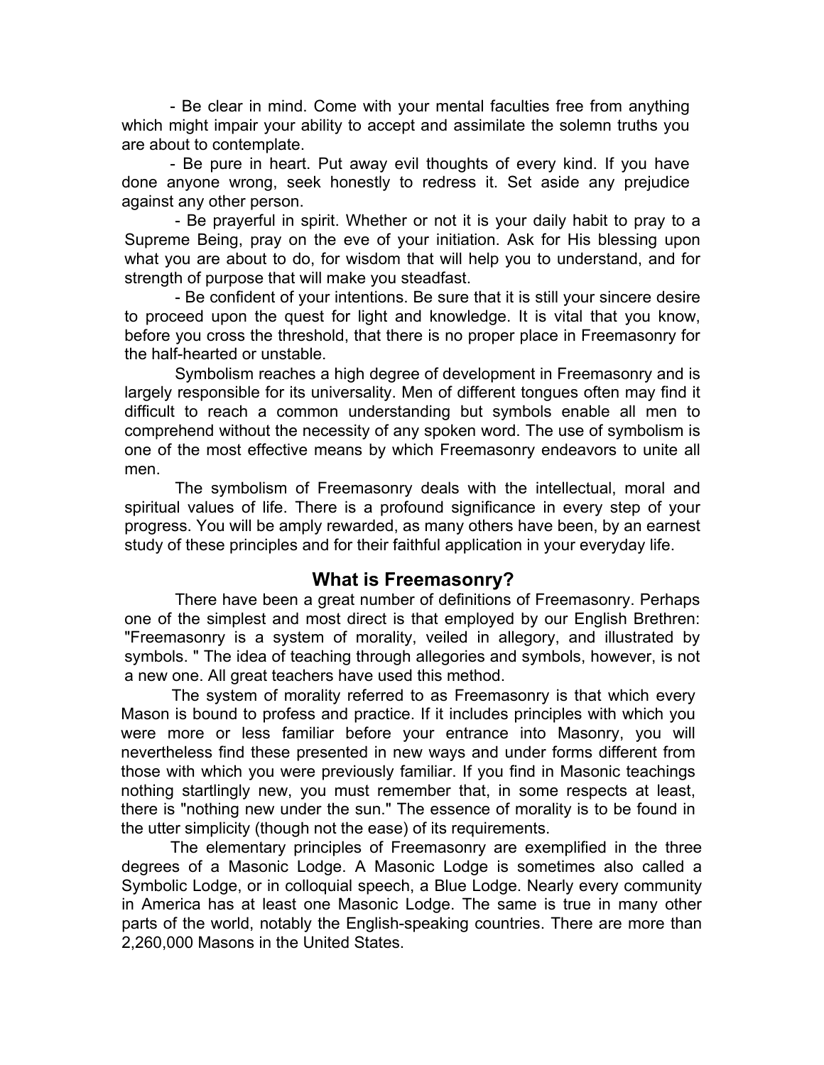- Be clear in mind. Come with your mental faculties free from anything which might impair your ability to accept and assimilate the solemn truths you are about to contemplate.

- Be pure in heart. Put away evil thoughts of every kind. If you have done anyone wrong, seek honestly to redress it. Set aside any prejudice against any other person.

- Be prayerful in spirit. Whether or not it is your daily habit to pray to a Supreme Being, pray on the eve of your initiation. Ask for His blessing upon what you are about to do, for wisdom that will help you to understand, and for strength of purpose that will make you steadfast.

- Be confident of your intentions. Be sure that it is still your sincere desire to proceed upon the quest for light and knowledge. It is vital that you know, before you cross the threshold, that there is no proper place in Freemasonry for the half-hearted or unstable.

Symbolism reaches a high degree of development in Freemasonry and is largely responsible for its universality. Men of different tongues often may find it difficult to reach a common understanding but symbols enable all men to comprehend without the necessity of any spoken word. The use of symbolism is one of the most effective means by which Freemasonry endeavors to unite all men.

The symbolism of Freemasonry deals with the intellectual, moral and spiritual values of life. There is a profound significance in every step of your progress. You will be amply rewarded, as many others have been, by an earnest study of these principles and for their faithful application in your everyday life.

## What is Freemasonry?

There have been a great number of definitions of Freemasonry. Perhaps one of the simplest and most direct is that employed by our English Brethren: "Freemasonry is a system of morality, veiled in allegory, and illustrated by symbols. " The idea of teaching through allegories and symbols, however, is not a new one. All great teachers have used this method.

The system of morality referred to as Freemasonry is that which every Mason is bound to profess and practice. If it includes principles with which you were more or less familiar before your entrance into Masonry, you will nevertheless find these presented in new ways and under forms different from those with which you were previously familiar. If you find in Masonic teachings nothing startlingly new, you must remember that, in some respects at least, there is "nothing new under the sun." The essence of morality is to be found in the utter simplicity (though not the ease) of its requirements.

The elementary principles of Freemasonry are exemplified in the three degrees of a Masonic Lodge. A Masonic Lodge is sometimes also called a Symbolic Lodge, or in colloquial speech, a Blue Lodge. Nearly every community in America has at least one Masonic Lodge. The same is true in many other parts of the world, notably the English-speaking countries. There are more than 2,260,000 Masons in the United States.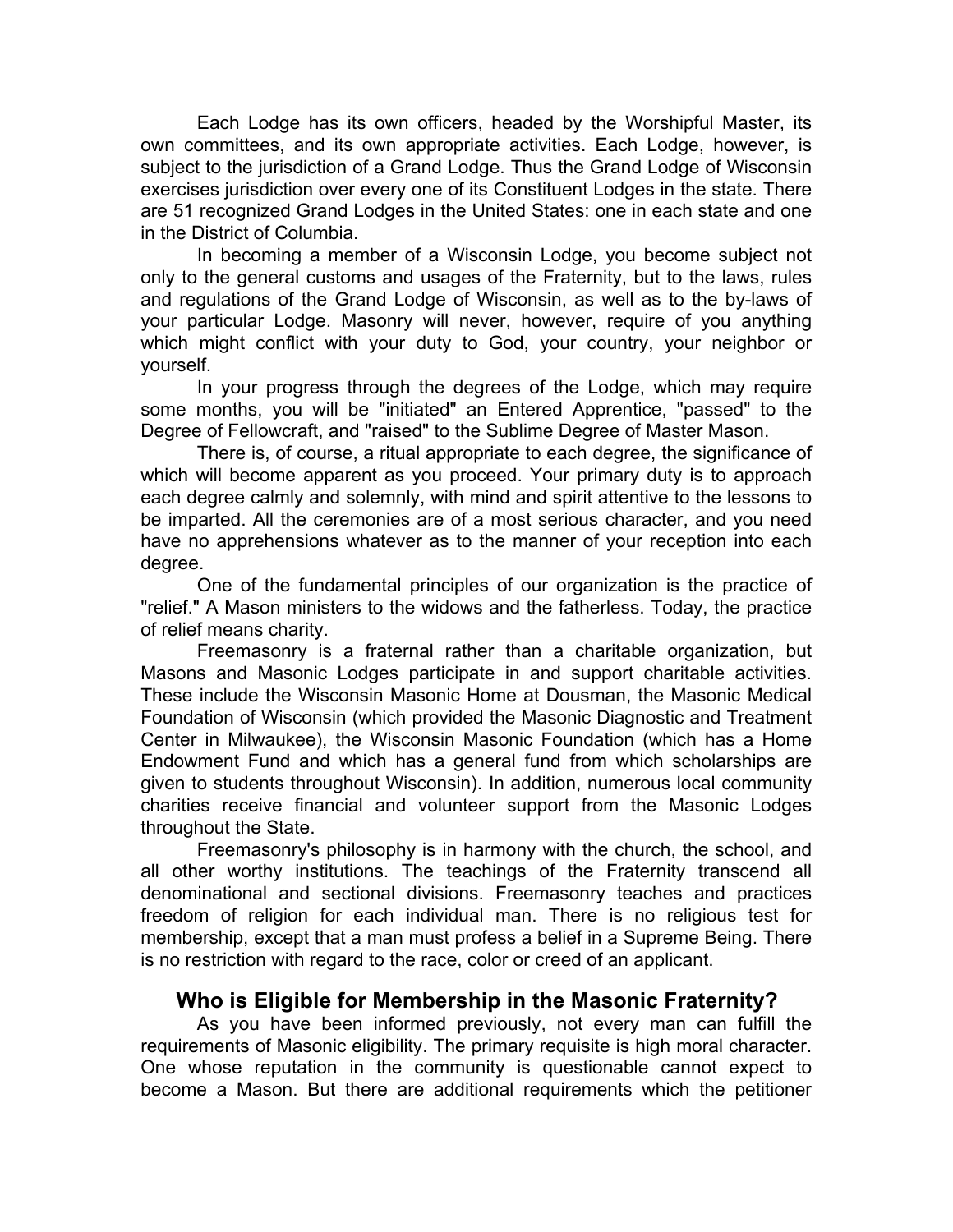Each Lodge has its own officers, headed by the Worshipful Master, its own committees, and its own appropriate activities. Each Lodge, however, is subject to the jurisdiction of a Grand Lodge. Thus the Grand Lodge of Wisconsin exercises jurisdiction over every one of its Constituent Lodges in the state. There are 51 recognized Grand Lodges in the United States: one in each state and one in the District of Columbia.

In becoming a member of a Wisconsin Lodge, you become subject not only to the general customs and usages of the Fraternity, but to the laws, rules and regulations of the Grand Lodge of Wisconsin, as well as to the by-laws of your particular Lodge. Masonry will never, however, require of you anything which might conflict with your duty to God, your country, your neighbor or yourself.

In your progress through the degrees of the Lodge, which may require some months, you will be "initiated" an Entered Apprentice, "passed" to the Degree of Fellowcraft, and "raised" to the Sublime Degree of Master Mason.

There is, of course, a ritual appropriate to each degree, the significance of which will become apparent as you proceed. Your primary duty is to approach each degree calmly and solemnly, with mind and spirit attentive to the lessons to be imparted. All the ceremonies are of a most serious character, and you need have no apprehensions whatever as to the manner of your reception into each degree.

One of the fundamental principles of our organization is the practice of "relief." A Mason ministers to the widows and the fatherless. Today, the practice of relief means charity.

Freemasonry is a fraternal rather than a charitable organization, but Masons and Masonic Lodges participate in and support charitable activities. These include the Wisconsin Masonic Home at Dousman, the Masonic Medical Foundation of Wisconsin (which provided the Masonic Diagnostic and Treatment Center in Milwaukee), the Wisconsin Masonic Foundation (which has a Home Endowment Fund and which has a general fund from which scholarships are given to students throughout Wisconsin). In addition, numerous local community charities receive financial and volunteer support from the Masonic Lodges throughout the State.

Freemasonry's philosophy is in harmony with the church, the school, and all other worthy institutions. The teachings of the Fraternity transcend all denominational and sectional divisions. Freemasonry teaches and practices freedom of religion for each individual man. There is no religious test for membership, except that a man must profess a belief in a Supreme Being. There is no restriction with regard to the race, color or creed of an applicant.

## Who is Eligible for Membership in the Masonic Fraternity?

As you have been informed previously, not every man can fulfill the requirements of Masonic eligibility. The primary requisite is high moral character. One whose reputation in the community is questionable cannot expect to become a Mason. But there are additional requirements which the petitioner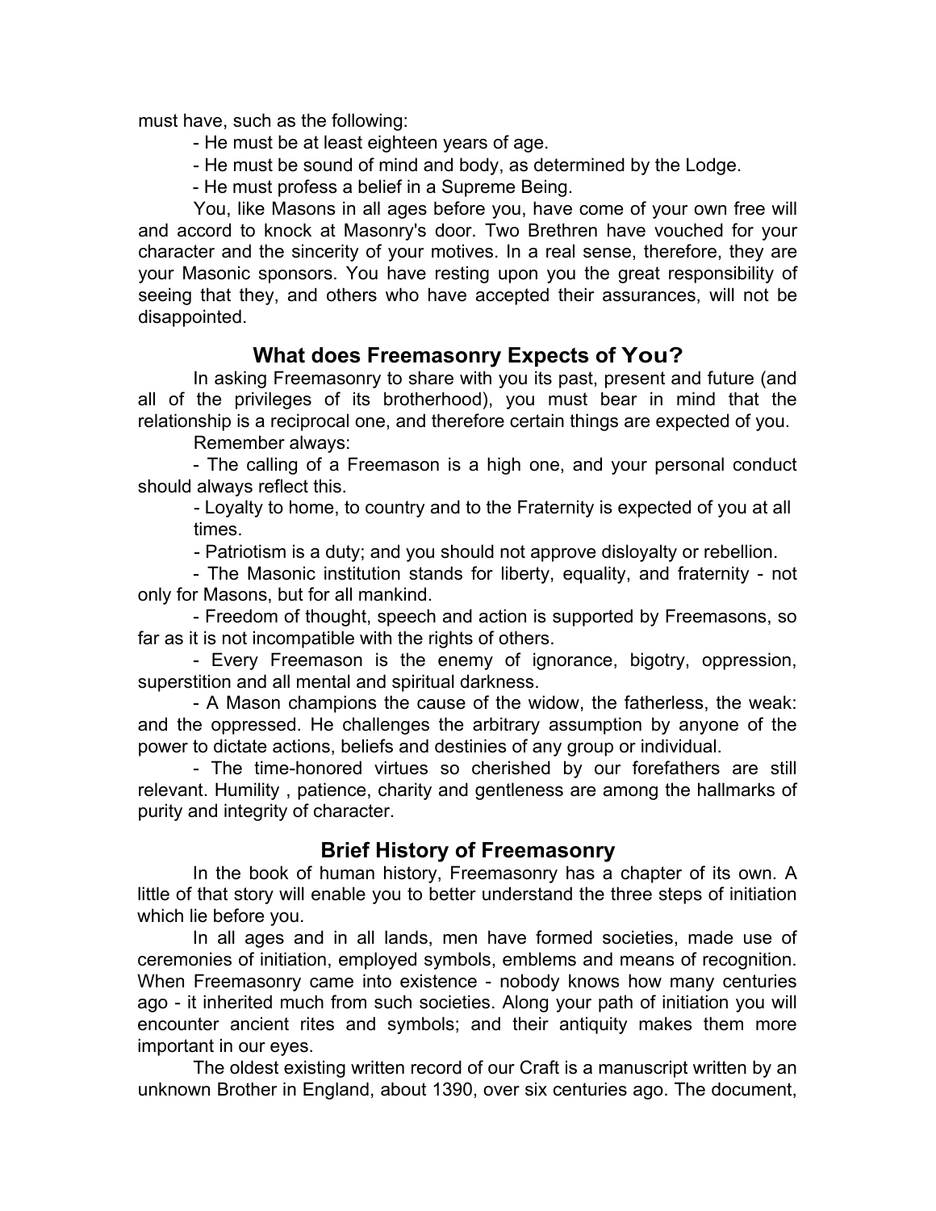must have, such as the following:

- He must be at least eighteen years of age.
- He must be sound of mind and body, as determined by the Lodge.
- He must profess a belief in a Supreme Being.

You, like Masons in all ages before you, have come of your own free will and accord to knock at Masonry's door. Two Brethren have vouched for your character and the sincerity of your motives. In a real sense, therefore, they are your Masonic sponsors. You have resting upon you the great responsibility of seeing that they, and others who have accepted their assurances, will not be disappointed.

## What does Freemasonry Expects of You?

In asking Freemasonry to share with you its past, present and future (and all of the privileges of its brotherhood), you must bear in mind that the relationship is a reciprocal one, and therefore certain things are expected of you.

Remember always:

- The calling of a Freemason is a high one, and your personal conduct should always reflect this.
- Loyalty to home, to country and to the Fraternity is expected of you at all times.
- Patriotism is a duty; and you should not approve disloyalty or rebellion.
- The Masonic institution stands for liberty, equality, and fraternity - not only for Masons, but for all mankind.
- Freedom of thought, speech and action is supported by Freemasons, so far as it is not incompatible with the rights of others.
- Every Freemason is the enemy of ignorance, bigotry, oppression, superstition and all mental and spiritual darkness.
- A Mason champions the cause of the widow, the fatherless, the weak: and the oppressed. He challenges the arbitrary assumption by anyone of the power to dictate actions, beliefs and destinies of any group or individual.
- The time-honored virtues so cherished by our forefathers are still relevant. Humility , patience, charity and gentleness are among the hallmarks of purity and integrity of character.

## Brief History of Freemasonry

In the book of human history, Freemasonry has a chapter of its own. A little of that story will enable you to better understand the three steps of initiation which lie before you.

In all ages and in all lands, men have formed societies, made use of ceremonies of initiation, employed symbols, emblems and means of recognition. When Freemasonry came into existence - nobody knows how many centuries ago - it inherited much from such societies. Along your path of initiation you will encounter ancient rites and symbols; and their antiquity makes them more important in our eyes.

The oldest existing written record of our Craft is a manuscript written by an unknown Brother in England, about 1390, over six centuries ago. The document,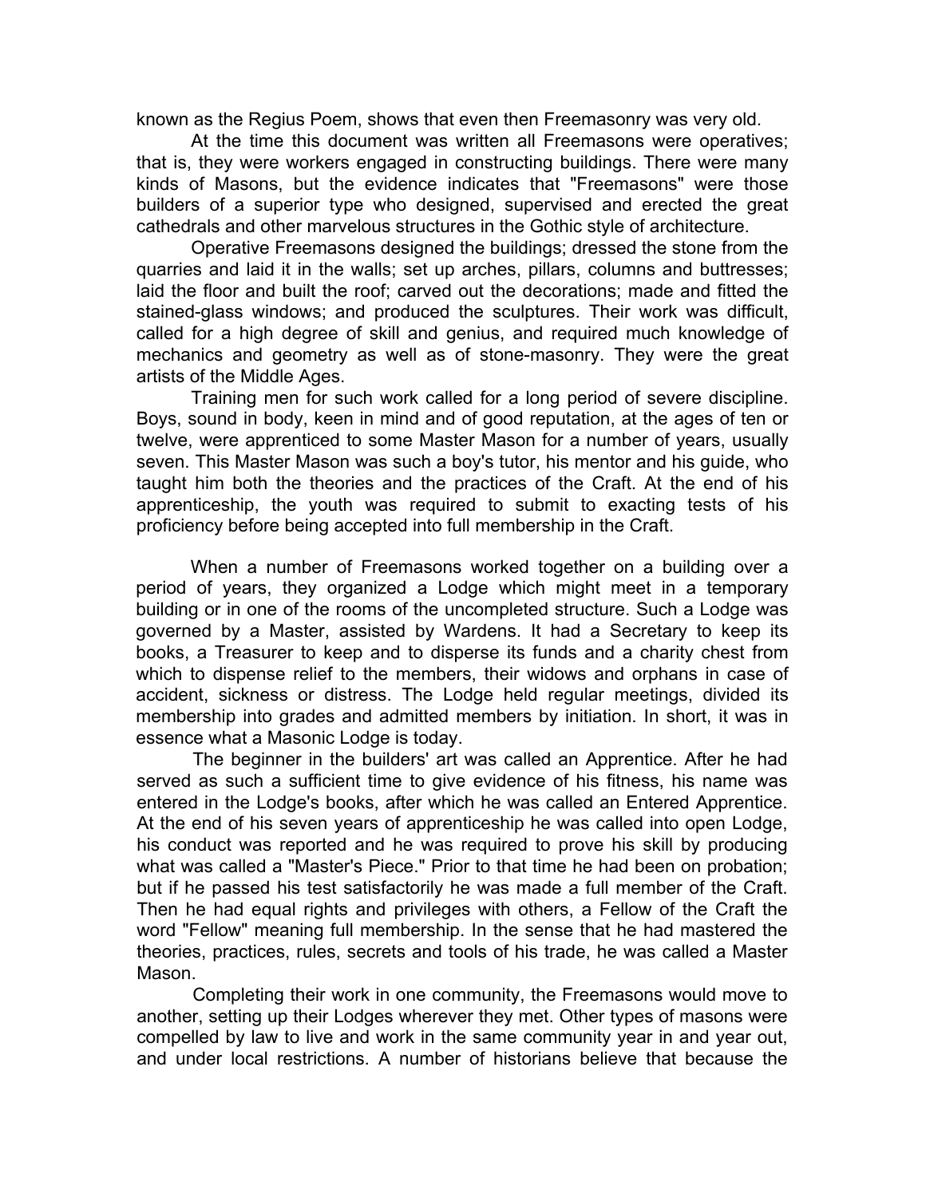known as the Regius Poem, shows that even then Freemasonry was very old.

At the time this document was written all Freemasons were operatives; that is, they were workers engaged in constructing buildings. There were many kinds of Masons, but the evidence indicates that "Freemasons" were those builders of a superior type who designed, supervised and erected the great cathedrals and other marvelous structures in the Gothic style of architecture.

Operative Freemasons designed the buildings; dressed the stone from the quarries and laid it in the walls; set up arches, pillars, columns and buttresses; laid the floor and built the roof; carved out the decorations; made and fitted the stained-glass windows; and produced the sculptures. Their work was difficult, called for a high degree of skill and genius, and required much knowledge of mechanics and geometry as well as of stone-masonry. They were the great artists of the Middle Ages.

Training men for such work called for a long period of severe discipline. Boys, sound in body, keen in mind and of good reputation, at the ages of ten or twelve, were apprenticed to some Master Mason for a number of years, usually seven. This Master Mason was such a boy's tutor, his mentor and his guide, who taught him both the theories and the practices of the Craft. At the end of his apprenticeship, the youth was required to submit to exacting tests of his proficiency before being accepted into full membership in the Craft.

When a number of Freemasons worked together on a building over a period of years, they organized a Lodge which might meet in a temporary building or in one of the rooms of the uncompleted structure. Such a Lodge was governed by a Master, assisted by Wardens. It had a Secretary to keep its books, a Treasurer to keep and to disperse its funds and a charity chest from which to dispense relief to the members, their widows and orphans in case of accident, sickness or distress. The Lodge held regular meetings, divided its membership into grades and admitted members by initiation. In short, it was in essence what a Masonic Lodge is today.

The beginner in the builders' art was called an Apprentice. After he had served as such a sufficient time to give evidence of his fitness, his name was entered in the Lodge's books, after which he was called an Entered Apprentice. At the end of his seven years of apprenticeship he was called into open Lodge, his conduct was reported and he was required to prove his skill by producing what was called a "Master's Piece." Prior to that time he had been on probation; but if he passed his test satisfactorily he was made a full member of the Craft. Then he had equal rights and privileges with others, a Fellow of the Craft the word "Fellow" meaning full membership. In the sense that he had mastered the theories, practices, rules, secrets and tools of his trade, he was called a Master Mason.

Completing their work in one community, the Freemasons would move to another, setting up their Lodges wherever they met. Other types of masons were compelled by law to live and work in the same community year in and year out, and under local restrictions. A number of historians believe that because the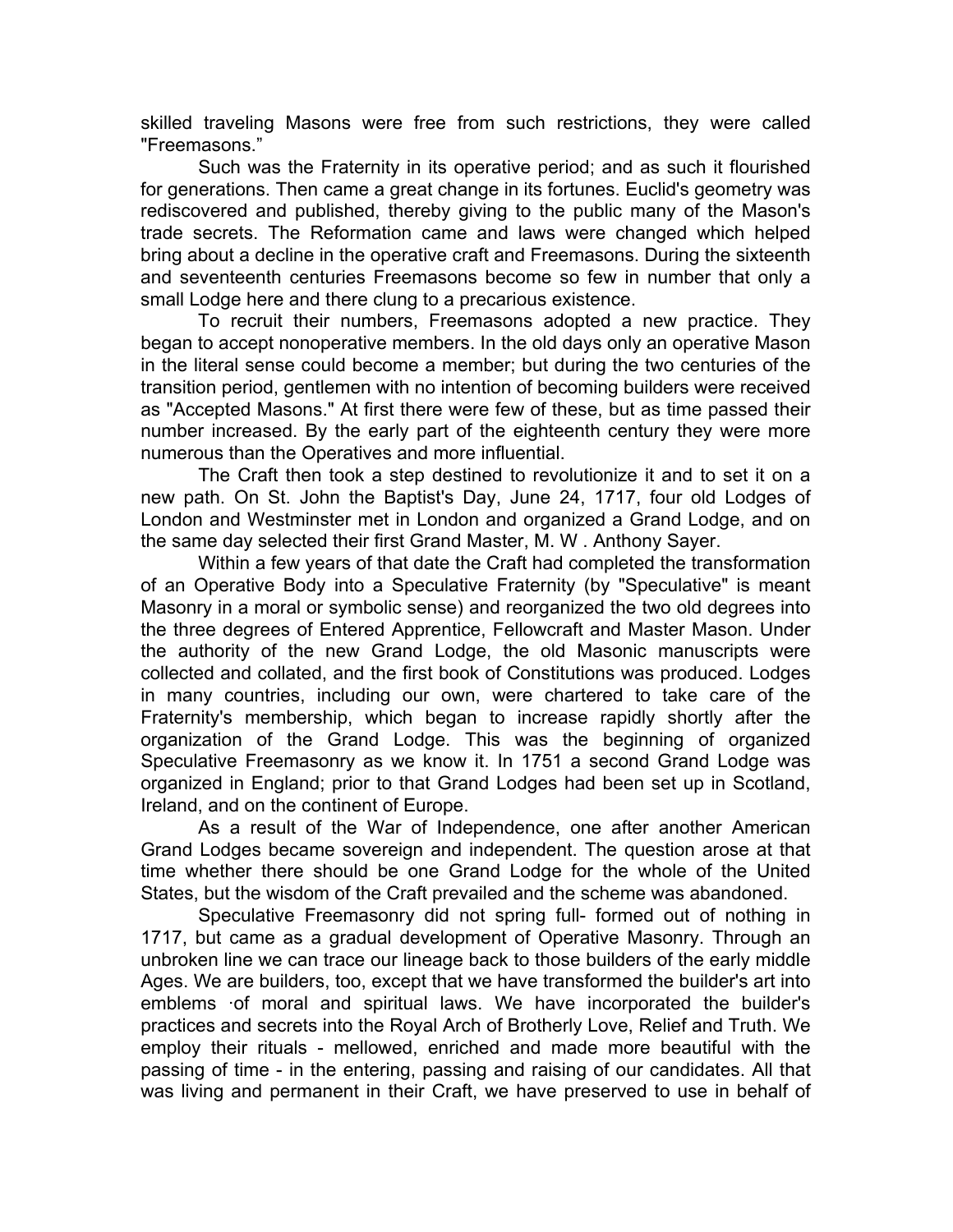skilled traveling Masons were free from such restrictions, they were called "Freemasons."

Such was the Fraternity in its operative period; and as such it flourished for generations. Then came a great change in its fortunes. Euclid's geometry was rediscovered and published, thereby giving to the public many of the Mason's trade secrets. The Reformation came and laws were changed which helped bring about a decline in the operative craft and Freemasons. During the sixteenth and seventeenth centuries Freemasons become so few in number that only a small Lodge here and there clung to a precarious existence.

To recruit their numbers, Freemasons adopted a new practice. They began to accept nonoperative members. In the old days only an operative Mason in the literal sense could become a member; but during the two centuries of the transition period, gentlemen with no intention of becoming builders were received as "Accepted Masons." At first there were few of these, but as time passed their number increased. By the early part of the eighteenth century they were more numerous than the Operatives and more influential.

The Craft then took a step destined to revolutionize it and to set it on a new path. On St. John the Baptist's Day, June 24, 1717, four old Lodges of London and Westminster met in London and organized a Grand Lodge, and on the same day selected their first Grand Master, M. W . Anthony Sayer.

Within a few years of that date the Craft had completed the transformation of an Operative Body into a Speculative Fraternity (by "Speculative" is meant Masonry in a moral or symbolic sense) and reorganized the two old degrees into the three degrees of Entered Apprentice, Fellowcraft and Master Mason. Under the authority of the new Grand Lodge, the old Masonic manuscripts were collected and collated, and the first book of Constitutions was produced. Lodges in many countries, including our own, were chartered to take care of the Fraternity's membership, which began to increase rapidly shortly after the organization of the Grand Lodge. This was the beginning of organized Speculative Freemasonry as we know it. In 1751 a second Grand Lodge was organized in England; prior to that Grand Lodges had been set up in Scotland, Ireland, and on the continent of Europe.

As a result of the War of Independence, one after another American Grand Lodges became sovereign and independent. The question arose at that time whether there should be one Grand Lodge for the whole of the United States, but the wisdom of the Craft prevailed and the scheme was abandoned.

Speculative Freemasonry did not spring full- formed out of nothing in 1717, but came as a gradual development of Operative Masonry. Through an unbroken line we can trace our lineage back to those builders of the early middle Ages. We are builders, too, except that we have transformed the builder's art into emblems ·of moral and spiritual laws. We have incorporated the builder's practices and secrets into the Royal Arch of Brotherly Love, Relief and Truth. We employ their rituals - mellowed, enriched and made more beautiful with the passing of time - in the entering, passing and raising of our candidates. All that was living and permanent in their Craft, we have preserved to use in behalf of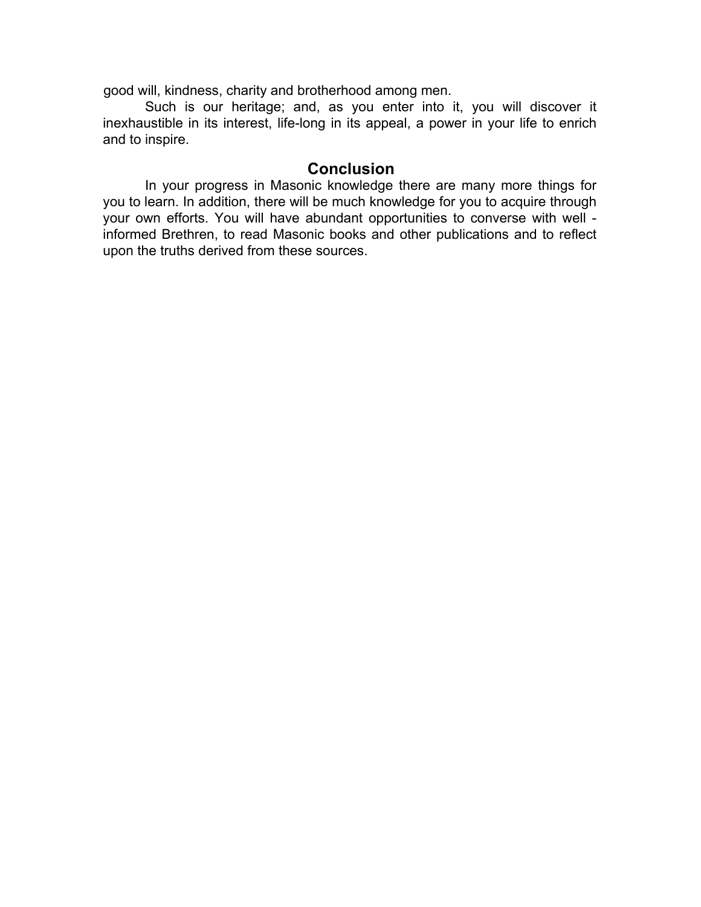good will, kindness, charity and brotherhood among men.

Such is our heritage; and, as you enter into it, you will discover it inexhaustible in its interest, life-long in its appeal, a power in your life to enrich and to inspire.

## Conclusion

In your progress in Masonic knowledge there are many more things for you to learn. In addition, there will be much knowledge for you to acquire through your own efforts. You will have abundant opportunities to converse with well - informed Brethren, to read Masonic books and other publications and to reflect upon the truths derived from these sources.